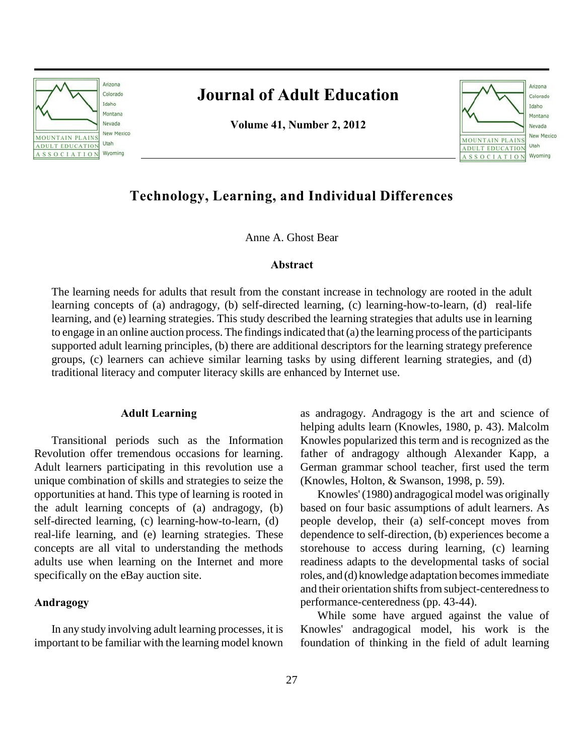# Technology, Learning, and Individual Differences

Anne A. Ghost Bear

**Abstract**

The learning needs for adults that result from the constant increase in technology are rooted in the adult learning concepts of (a) andragogy, (b) self-directed learning, (c) learning-how-to-learn, (d) real-life learning, and (e) learning strategies. This study described the learning strategies that adults use in learning to engage in an online auction process. The findings indicated that (a) the learning process of the participants supported adult learning principles, (b) there are additional descriptors for the learning strategy preference groups, (c) learners can achieve similar learning tasks by using different learning strategies, and (d) traditional literacy and computer literacy skills are enhanced by Internet use.

## Adult Learning

Transitional periods such as the Information Revolution offer tremendous occasions for learning. Adult learners participating in this revolution use a unique combination of skills and strategies to seize the opportunities at hand. This type of learning is rooted in the adult learning concepts of (a) andragogy, (b) self-directed learning, (c) learning-how-to-learn, (d) real-life learning, and (e) learning strategies. These concepts are all vital to understanding the methods adults use when learning on the Internet and more specifically on the eBay auction site.

### Andragogy

In any study involving adult learning processes, it is important to be familiar with the learning model known as andragogy. Andragogy is the art and science of helping adults learn (Knowles, 1980, p. 43). Malcolm Knowles popularized this term and is recognized as the father of andragogy although Alexander Kapp, a German grammar school teacher, first used the term (Knowles, Holton, & Swanson, 1998, p. 59).

Knowles' (1980) andragogical model was originally based on four basic assumptions of adult learners. As people develop, their (a) self-concept moves from dependence to self-direction, (b) experiences become a storehouse to access during learning, (c) learning readiness adapts to the developmental tasks of social roles, and (d) knowledge adaptation becomes immediate and their orientation shifts from subject-centeredness to performance-centeredness (pp. 43-44).

While some have argued against the value of Knowles' andragogical model, his work is the foundation of thinking in the field of adult learning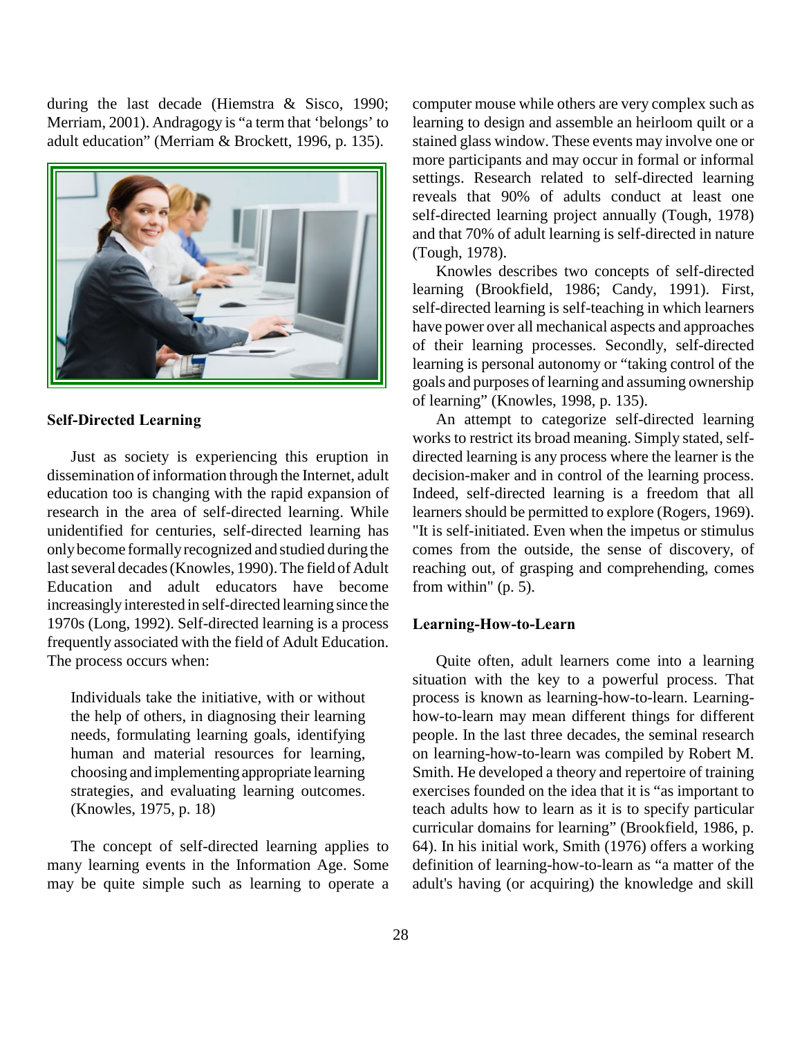during the last decade (Hiemstra & Sisco, 1990; Merriam, 2001). Andragogy is "a term that 'belongs' to adult education" (Merriam & Brockett, 1996, p. 135).

## Self-Directed Learning

Just as society is experiencing this eruption in dissemination of information through the Internet, adult education too is changing with the rapid expansion of research in the area of self-directed learning. While unidentified for centuries, self-directed learning has only become formally recognized and studied during the last several decades (Knowles, 1990). The field of Adult Education and adult educators have become increasingly interested in self-directed learning since the 1970s (Long, 1992). Self-directed learning is a process frequently associated with the field of Adult Education. The process occurs when:

> Individuals take the initiative, with or without the help of others, in diagnosing their learning needs, formulating learning goals, identifying human and material resources for learning, choosing and implementing appropriate learning strategies, and evaluating learning outcomes. (Knowles, 1975, p. 18)

The concept of self-directed learning applies to many learning events in the Information Age. Some may be quite simple such as learning to operate a computer mouse while others are very complex such as learning to design and assemble an heirloom quilt or a stained glass window. These events may involve one or more participants and may occur in formal or informal settings. Research related to self-directed learning reveals that 90% of adults conduct at least one self-directed learning project annually (Tough, 1978) and that 70% of adult learning is self-directed in nature (Tough, 1978).

Knowles describes two concepts of self-directed learning (Brookfield, 1986; Candy, 1991). First, self-directed learning is self-teaching in which learners have power over all mechanical aspects and approaches of their learning processes. Secondly, self-directed learning is personal autonomy or "taking control of the goals and purposes of learning and assuming ownership of learning" (Knowles, 1998, p. 135).

An attempt to categorize self-directed learning works to restrict its broad meaning. Simply stated, self-directed learning is any process where the learner is the decision-maker and in control of the learning process. Indeed, self-directed learning is a freedom that all learners should be permitted to explore (Rogers, 1969). "It is self-initiated. Even when the impetus or stimulus comes from the outside, the sense of discovery, of reaching out, of grasping and comprehending, comes from within" (p. 5).

## Learning-How-to-Learn

Quite often, adult learners come into a learning situation with the key to a powerful process. That process is known as learning-how-to-learn. Learning-how-to-learn may mean different things for different people. In the last three decades, the seminal research on learning-how-to-learn was compiled by Robert M. Smith. He developed a theory and repertoire of training exercises founded on the idea that it is "as important to teach adults how to learn as it is to specify particular curricular domains for learning" (Brookfield, 1986, p. 64). In his initial work, Smith (1976) offers a working definition of learning-how-to-learn as "a matter of the adult's having (or acquiring) the knowledge and skill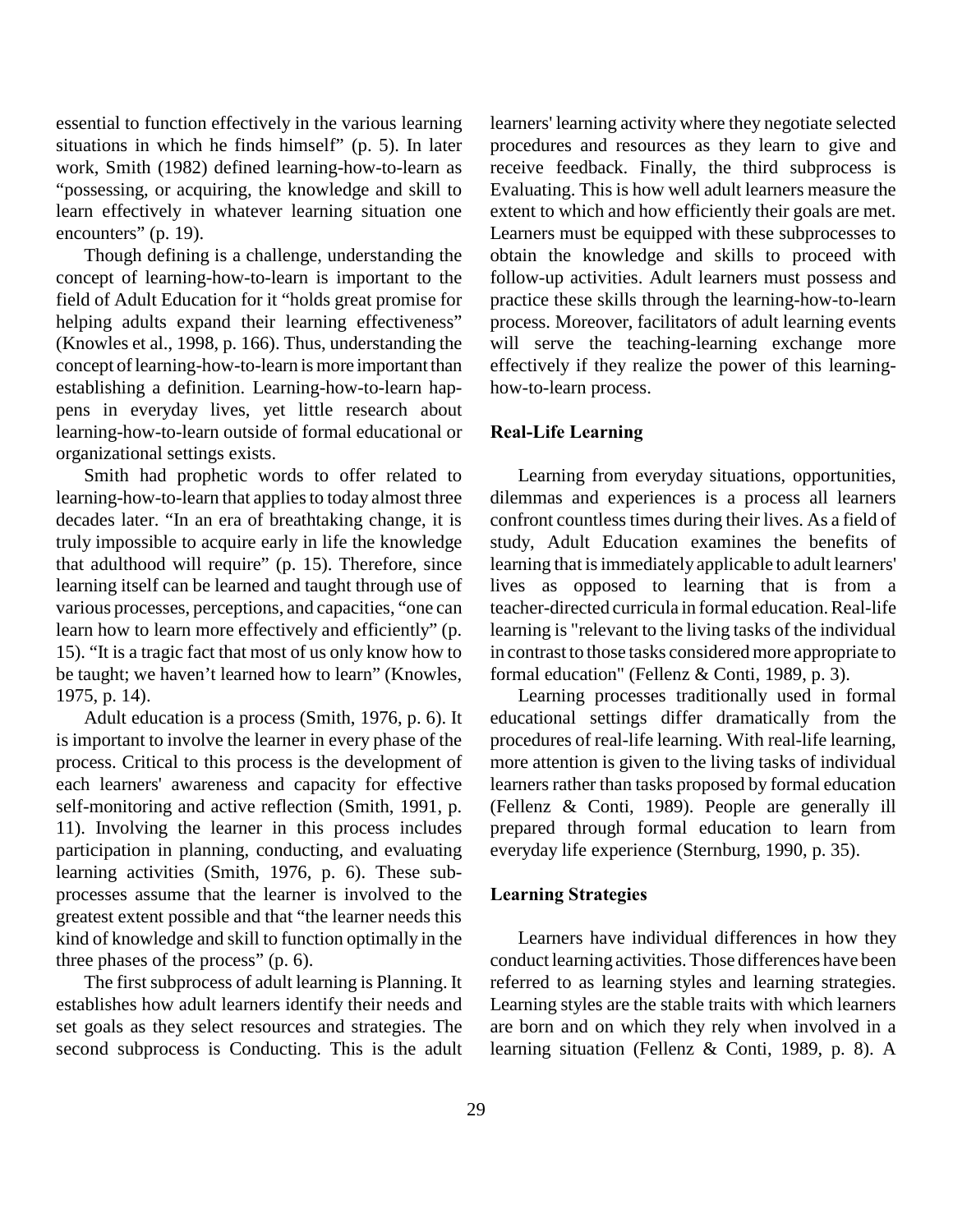essential to function effectively in the various learning situations in which he finds himself" (p. 5). In later work, Smith (1982) defined learning-how-to-learn as "possessing, or acquiring, the knowledge and skill to learn effectively in whatever learning situation one encounters" (p. 19).

Though defining is a challenge, understanding the concept of learning-how-to-learn is important to the field of Adult Education for it "holds great promise for helping adults expand their learning effectiveness" (Knowles et al., 1998, p. 166). Thus, understanding the concept of learning-how-to-learn is more important than establishing a definition. Learning-how-to-learn happens in everyday lives, yet little research about learning-how-to-learn outside of formal educational or organizational settings exists.

Smith had prophetic words to offer related to learning-how-to-learn that applies to today almost three decades later. "In an era of breathtaking change, it is truly impossible to acquire early in life the knowledge that adulthood will require" (p. 15). Therefore, since learning itself can be learned and taught through use of various processes, perceptions, and capacities, "one can learn how to learn more effectively and efficiently" (p. 15). "It is a tragic fact that most of us only know how to be taught; we haven't learned how to learn" (Knowles, 1975, p. 14).

Adult education is a process (Smith, 1976, p. 6). It is important to involve the learner in every phase of the process. Critical to this process is the development of each learners' awareness and capacity for effective self-monitoring and active reflection (Smith, 1991, p. 11). Involving the learner in this process includes participation in planning, conducting, and evaluating learning activities (Smith, 1976, p. 6). These subprocesses assume that the learner is involved to the greatest extent possible and that "the learner needs this kind of knowledge and skill to function optimally in the three phases of the process" (p. 6).

The first subprocess of adult learning is Planning. It establishes how adult learners identify their needs and set goals as they select resources and strategies. The second subprocess is Conducting. This is the adult learners' learning activity where they negotiate selected procedures and resources as they learn to give and receive feedback. Finally, the third subprocess is Evaluating. This is how well adult learners measure the extent to which and how efficiently their goals are met. Learners must be equipped with these subprocesses to obtain the knowledge and skills to proceed with follow-up activities. Adult learners must possess and practice these skills through the learning-how-to-learn process. Moreover, facilitators of adult learning events will serve the teaching-learning exchange more effectively if they realize the power of this learning-how-to-learn process.

### Real-Life Learning

Learning from everyday situations, opportunities, dilemmas and experiences is a process all learners confront countless times during their lives. As a field of study, Adult Education examines the benefits of learning that is immediately applicable to adult learners' lives as opposed to learning that is from a teacher-directed curricula in formal education. Real-life learning is "relevant to the living tasks of the individual in contrast to those tasks considered more appropriate to formal education" (Fellenz & Conti, 1989, p. 3).

Learning processes traditionally used in formal educational settings differ dramatically from the procedures of real-life learning. With real-life learning, more attention is given to the living tasks of individual learners rather than tasks proposed by formal education (Fellenz & Conti, 1989). People are generally ill prepared through formal education to learn from everyday life experience (Sternburg, 1990, p. 35).

### Learning Strategies

Learners have individual differences in how they conduct learning activities. Those differences have been referred to as learning styles and learning strategies. Learning styles are the stable traits with which learners are born and on which they rely when involved in a learning situation (Fellenz & Conti, 1989, p. 8). A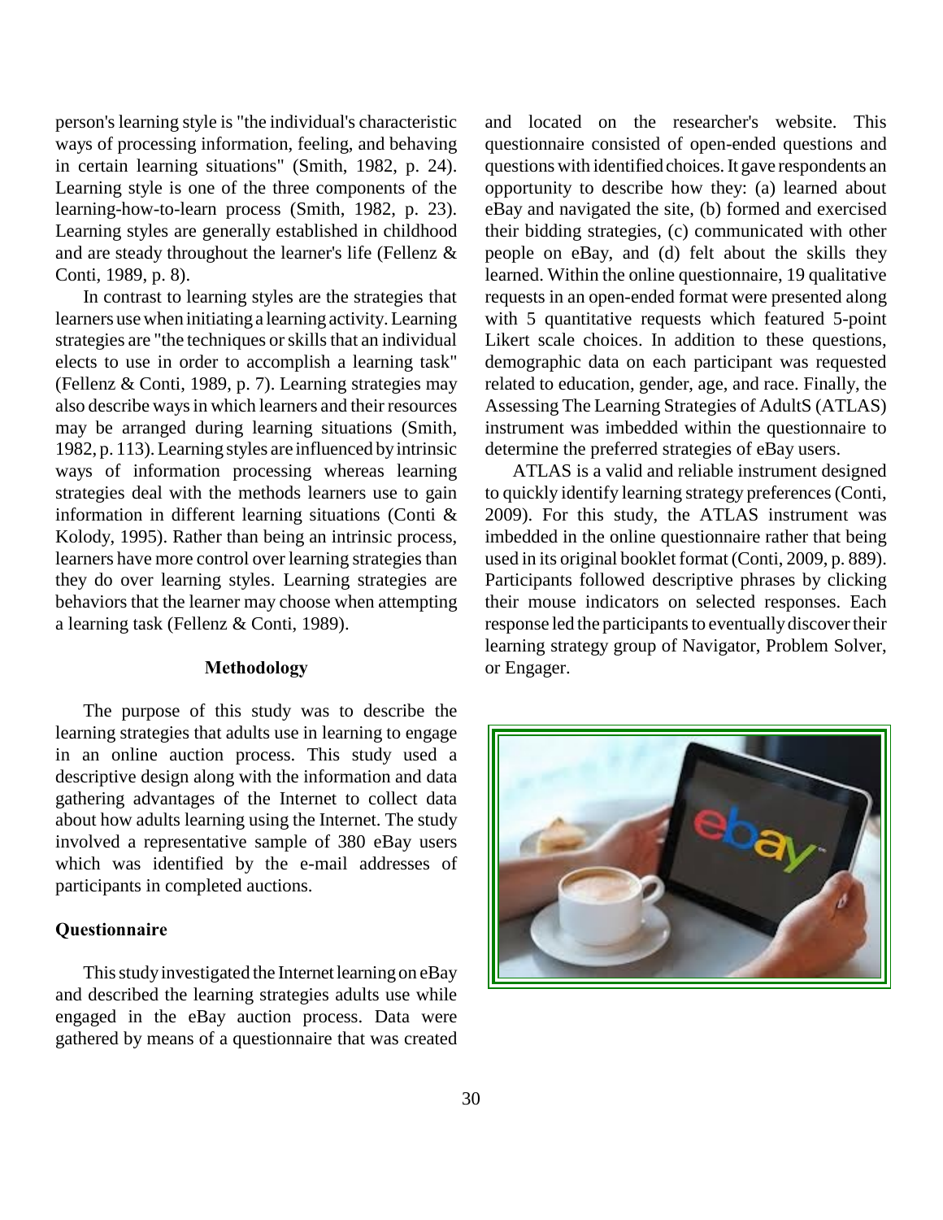person's learning style is "the individual's characteristic ways of processing information, feeling, and behaving in certain learning situations" (Smith, 1982, p. 24). Learning style is one of the three components of the learning-how-to-learn process (Smith, 1982, p. 23). Learning styles are generally established in childhood and are steady throughout the learner's life (Fellenz & Conti, 1989, p. 8).

In contrast to learning styles are the strategies that learners use when initiating a learning activity. Learning strategies are "the techniques or skills that an individual elects to use in order to accomplish a learning task" (Fellenz & Conti, 1989, p. 7). Learning strategies may also describe ways in which learners and their resources may be arranged during learning situations (Smith, 1982, p. 113). Learning styles are influenced by intrinsic ways of information processing whereas learning strategies deal with the methods learners use to gain information in different learning situations (Conti & Kolody, 1995). Rather than being an intrinsic process, learners have more control over learning strategies than they do over learning styles. Learning strategies are behaviors that the learner may choose when attempting a learning task (Fellenz & Conti, 1989).

## Methodology

The purpose of this study was to describe the learning strategies that adults use in learning to engage in an online auction process. This study used a descriptive design along with the information and data gathering advantages of the Internet to collect data about how adults learning using the Internet. The study involved a representative sample of 380 eBay users which was identified by the e-mail addresses of participants in completed auctions.

### Questionnaire

This study investigated the Internet learning on eBay and described the learning strategies adults use while engaged in the eBay auction process. Data were gathered by means of a questionnaire that was created and located on the researcher's website. This questionnaire consisted of open-ended questions and questions with identified choices. It gave respondents an opportunity to describe how they: (a) learned about eBay and navigated the site, (b) formed and exercised their bidding strategies, (c) communicated with other people on eBay, and (d) felt about the skills they learned. Within the online questionnaire, 19 qualitative requests in an open-ended format were presented along with 5 quantitative requests which featured 5-point Likert scale choices. In addition to these questions, demographic data on each participant was requested related to education, gender, age, and race. Finally, the Assessing The Learning Strategies of AdultS (ATLAS) instrument was imbedded within the questionnaire to determine the preferred strategies of eBay users.

ATLAS is a valid and reliable instrument designed to quickly identify learning strategy preferences (Conti, 2009). For this study, the ATLAS instrument was imbedded in the online questionnaire rather that being used in its original booklet format (Conti, 2009, p. 889). Participants followed descriptive phrases by clicking their mouse indicators on selected responses. Each response led the participants to eventually discover their learning strategy group of Navigator, Problem Solver, or Engager.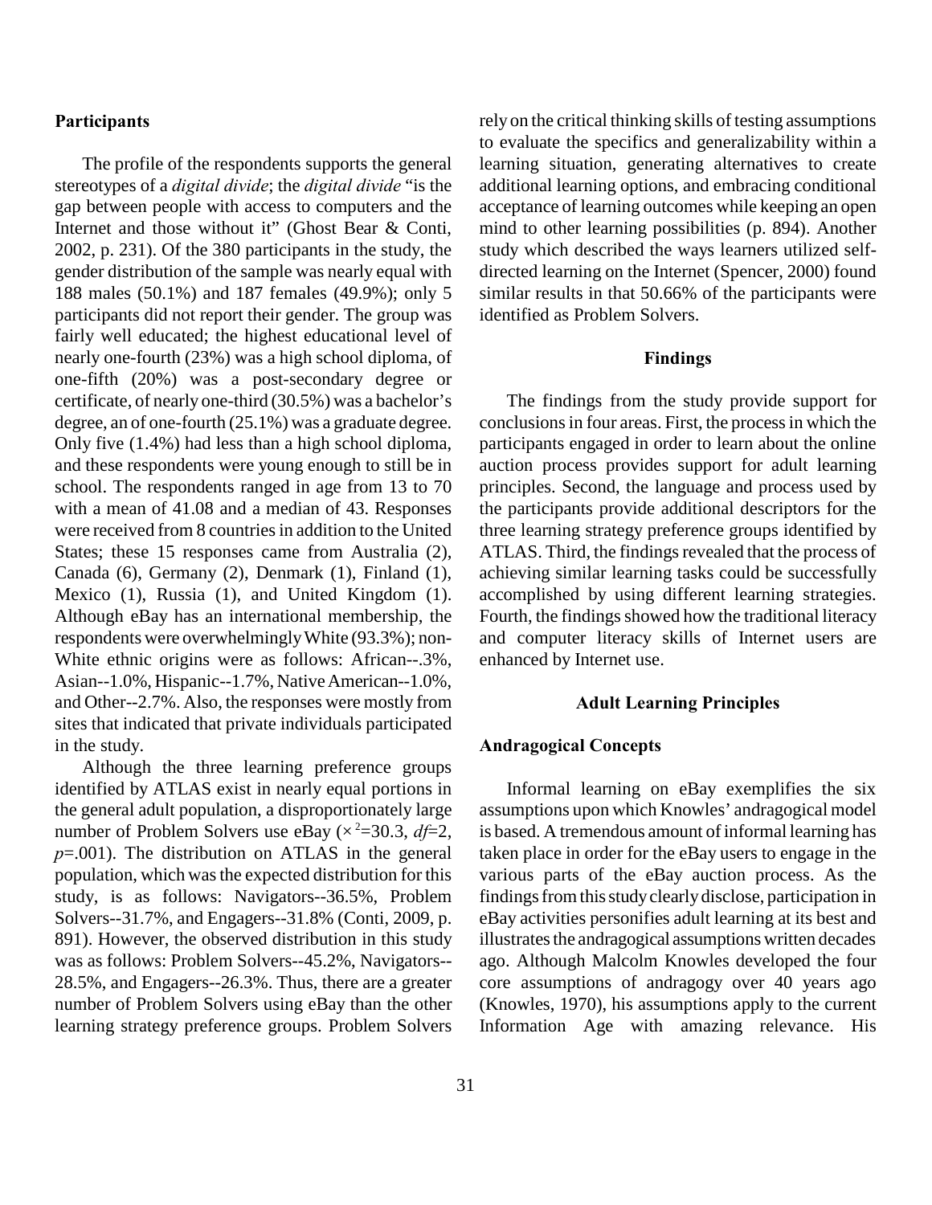## Participants

The profile of the respondents supports the general stereotypes of a *digital divide*; the *digital divide* "is the gap between people with access to computers and the Internet and those without it" (Ghost Bear & Conti, 2002, p. 231). Of the 380 participants in the study, the gender distribution of the sample was nearly equal with 188 males (50.1%) and 187 females (49.9%); only 5 participants did not report their gender. The group was fairly well educated; the highest educational level of nearly one-fourth (23%) was a high school diploma, of one-fifth (20%) was a post-secondary degree or certificate, of nearly one-third (30.5%) was a bachelor's degree, an of one-fourth (25.1%) was a graduate degree. Only five (1.4%) had less than a high school diploma, and these respondents were young enough to still be in school. The respondents ranged in age from 13 to 70 with a mean of 41.08 and a median of 43. Responses were received from 8 countries in addition to the United States; these 15 responses came from Australia (2), Canada (6), Germany (2), Denmark (1), Finland (1), Mexico (1), Russia (1), and United Kingdom (1). Although eBay has an international membership, the respondents were overwhelmingly White (93.3%); non-White ethnic origins were as follows: African--.3%, Asian--1.0%, Hispanic--1.7%, Native American--1.0%, and Other--2.7%. Also, the responses were mostly from sites that indicated that private individuals participated in the study.

Although the three learning preference groups identified by ATLAS exist in nearly equal portions in the general adult population, a disproportionately large number of Problem Solvers use eBay ($\chi^2$=30.3, *df*=2, *p*=.001). The distribution on ATLAS in the general population, which was the expected distribution for this study, is as follows: Navigators--36.5%, Problem Solvers--31.7%, and Engagers--31.8% (Conti, 2009, p. 891). However, the observed distribution in this study was as follows: Problem Solvers--45.2%, Navigators--28.5%, and Engagers--26.3%. Thus, there are a greater number of Problem Solvers using eBay than the other learning strategy preference groups. Problem Solvers rely on the critical thinking skills of testing assumptions to evaluate the specifics and generalizability within a learning situation, generating alternatives to create additional learning options, and embracing conditional acceptance of learning outcomes while keeping an open mind to other learning possibilities (p. 894). Another study which described the ways learners utilized self-directed learning on the Internet (Spencer, 2000) found similar results in that 50.66% of the participants were identified as Problem Solvers.

## Findings

The findings from the study provide support for conclusions in four areas. First, the process in which the participants engaged in order to learn about the online auction process provides support for adult learning principles. Second, the language and process used by the participants provide additional descriptors for the three learning strategy preference groups identified by ATLAS. Third, the findings revealed that the process of achieving similar learning tasks could be successfully accomplished by using different learning strategies. Fourth, the findings showed how the traditional literacy and computer literacy skills of Internet users are enhanced by Internet use.

## Adult Learning Principles

### Andragogical Concepts

Informal learning on eBay exemplifies the six assumptions upon which Knowles' andragogical model is based. A tremendous amount of informal learning has taken place in order for the eBay users to engage in the various parts of the eBay auction process. As the findings from this study clearly disclose, participation in eBay activities personifies adult learning at its best and illustrates the andragogical assumptions written decades ago. Although Malcolm Knowles developed the four core assumptions of andragogy over 40 years ago (Knowles, 1970), his assumptions apply to the current Information Age with amazing relevance. His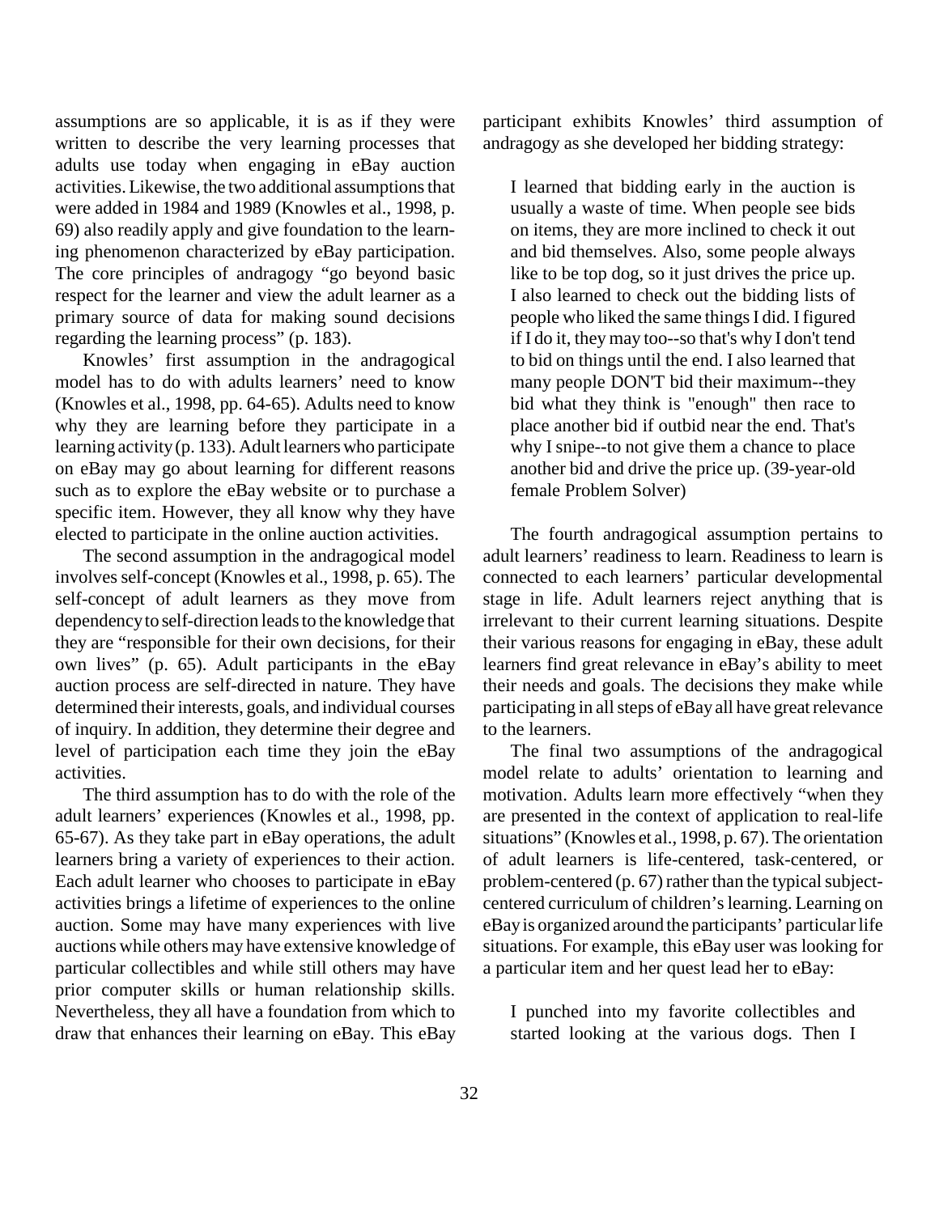assumptions are so applicable, it is as if they were written to describe the very learning processes that adults use today when engaging in eBay auction activities. Likewise, the two additional assumptions that were added in 1984 and 1989 (Knowles et al., 1998, p. 69) also readily apply and give foundation to the learning phenomenon characterized by eBay participation. The core principles of andragogy "go beyond basic respect for the learner and view the adult learner as a primary source of data for making sound decisions regarding the learning process" (p. 183).

Knowles' first assumption in the andragogical model has to do with adults learners' need to know (Knowles et al., 1998, pp. 64-65). Adults need to know why they are learning before they participate in a learning activity (p. 133). Adult learners who participate on eBay may go about learning for different reasons such as to explore the eBay website or to purchase a specific item. However, they all know why they have elected to participate in the online auction activities.

The second assumption in the andragogical model involves self-concept (Knowles et al., 1998, p. 65). The self-concept of adult learners as they move from dependency to self-direction leads to the knowledge that they are "responsible for their own decisions, for their own lives" (p. 65). Adult participants in the eBay auction process are self-directed in nature. They have determined their interests, goals, and individual courses of inquiry. In addition, they determine their degree and level of participation each time they join the eBay activities.

The third assumption has to do with the role of the adult learners' experiences (Knowles et al., 1998, pp. 65-67). As they take part in eBay operations, the adult learners bring a variety of experiences to their action. Each adult learner who chooses to participate in eBay activities brings a lifetime of experiences to the online auction. Some may have many experiences with live auctions while others may have extensive knowledge of particular collectibles and while still others may have prior computer skills or human relationship skills. Nevertheless, they all have a foundation from which to draw that enhances their learning on eBay. This eBay participant exhibits Knowles' third assumption of andragogy as she developed her bidding strategy:

> I learned that bidding early in the auction is usually a waste of time. When people see bids on items, they are more inclined to check it out and bid themselves. Also, some people always like to be top dog, so it just drives the price up. I also learned to check out the bidding lists of people who liked the same things I did. I figured if I do it, they may too--so that's why I don't tend to bid on things until the end. I also learned that many people DON'T bid their maximum--they bid what they think is "enough" then race to place another bid if outbid near the end. That's why I snipe--to not give them a chance to place another bid and drive the price up. (39-year-old female Problem Solver)

The fourth andragogical assumption pertains to adult learners' readiness to learn. Readiness to learn is connected to each learners' particular developmental stage in life. Adult learners reject anything that is irrelevant to their current learning situations. Despite their various reasons for engaging in eBay, these adult learners find great relevance in eBay's ability to meet their needs and goals. The decisions they make while participating in all steps of eBay all have great relevance to the learners.

The final two assumptions of the andragogical model relate to adults' orientation to learning and motivation. Adults learn more effectively "when they are presented in the context of application to real-life situations" (Knowles et al., 1998, p. 67). The orientation of adult learners is life-centered, task-centered, or problem-centered (p. 67) rather than the typical subject-centered curriculum of children's learning. Learning on eBay is organized around the participants' particular life situations. For example, this eBay user was looking for a particular item and her quest lead her to eBay:

> I punched into my favorite collectibles and started looking at the various dogs. Then I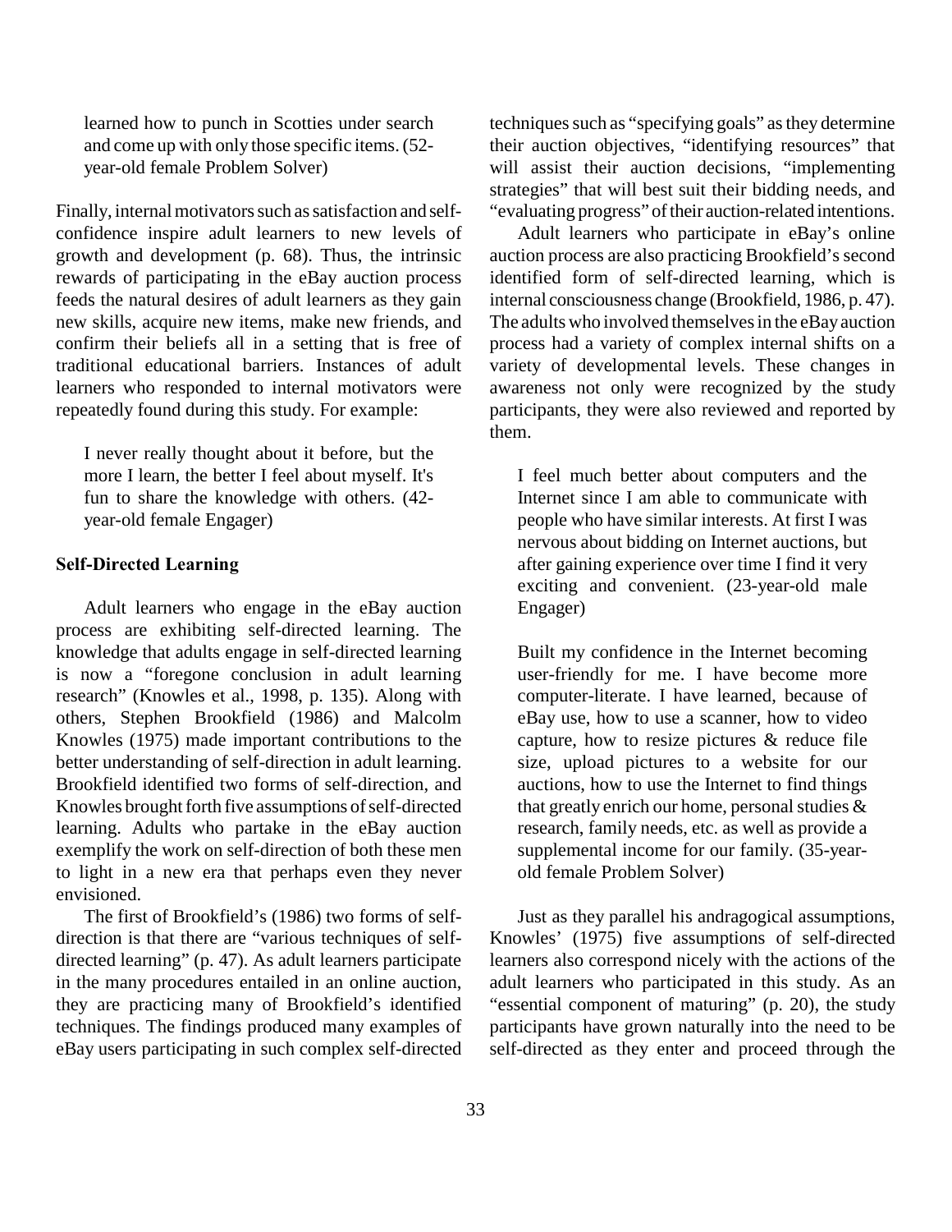> learned how to punch in Scotties under search and come up with only those specific items. (52-year-old female Problem Solver)

Finally, internal motivators such as satisfaction and self-confidence inspire adult learners to new levels of growth and development (p. 68). Thus, the intrinsic rewards of participating in the eBay auction process feeds the natural desires of adult learners as they gain new skills, acquire new items, make new friends, and confirm their beliefs all in a setting that is free of traditional educational barriers. Instances of adult learners who responded to internal motivators were repeatedly found during this study. For example:

> I never really thought about it before, but the more I learn, the better I feel about myself. It's fun to share the knowledge with others. (42-year-old female Engager)

### Self-Directed Learning

Adult learners who engage in the eBay auction process are exhibiting self-directed learning. The knowledge that adults engage in self-directed learning is now a "foregone conclusion in adult learning research" (Knowles et al., 1998, p. 135). Along with others, Stephen Brookfield (1986) and Malcolm Knowles (1975) made important contributions to the better understanding of self-direction in adult learning. Brookfield identified two forms of self-direction, and Knowles brought forth five assumptions of self-directed learning. Adults who partake in the eBay auction exemplify the work on self-direction of both these men to light in a new era that perhaps even they never envisioned.

The first of Brookfield's (1986) two forms of self-direction is that there are "various techniques of self-directed learning" (p. 47). As adult learners participate in the many procedures entailed in an online auction, they are practicing many of Brookfield's identified techniques. The findings produced many examples of eBay users participating in such complex self-directed techniques such as "specifying goals" as they determine their auction objectives, "identifying resources" that will assist their auction decisions, "implementing strategies" that will best suit their bidding needs, and "evaluating progress" of their auction-related intentions.

Adult learners who participate in eBay's online auction process are also practicing Brookfield's second identified form of self-directed learning, which is internal consciousness change (Brookfield, 1986, p. 47). The adults who involved themselves in the eBay auction process had a variety of complex internal shifts on a variety of developmental levels. These changes in awareness not only were recognized by the study participants, they were also reviewed and reported by them.

> I feel much better about computers and the Internet since I am able to communicate with people who have similar interests. At first I was nervous about bidding on Internet auctions, but after gaining experience over time I find it very exciting and convenient. (23-year-old male Engager)

> Built my confidence in the Internet becoming user-friendly for me. I have become more computer-literate. I have learned, because of eBay use, how to use a scanner, how to video capture, how to resize pictures & reduce file size, upload pictures to a website for our auctions, how to use the Internet to find things that greatly enrich our home, personal studies & research, family needs, etc. as well as provide a supplemental income for our family. (35-year-old female Problem Solver)

Just as they parallel his andragogical assumptions, Knowles' (1975) five assumptions of self-directed learners also correspond nicely with the actions of the adult learners who participated in this study. As an "essential component of maturing" (p. 20), the study participants have grown naturally into the need to be self-directed as they enter and proceed through the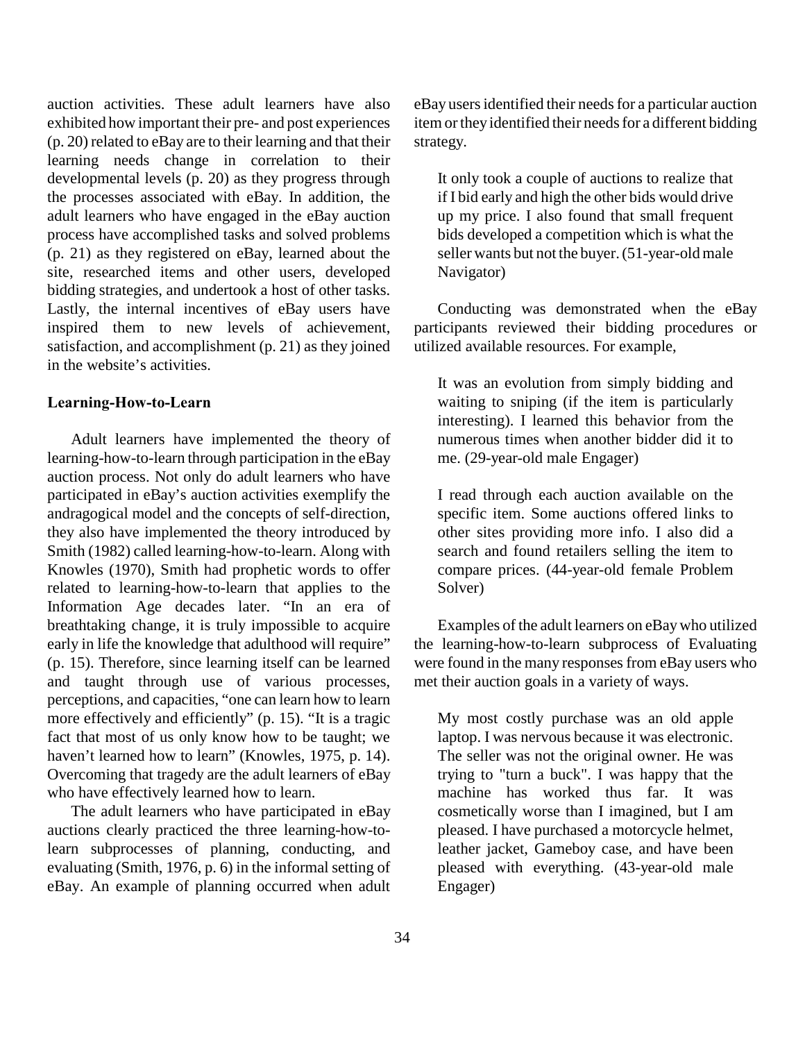auction activities. These adult learners have also exhibited how important their pre- and post experiences (p. 20) related to eBay are to their learning and that their learning needs change in correlation to their developmental levels (p. 20) as they progress through the processes associated with eBay. In addition, the adult learners who have engaged in the eBay auction process have accomplished tasks and solved problems (p. 21) as they registered on eBay, learned about the site, researched items and other users, developed bidding strategies, and undertook a host of other tasks. Lastly, the internal incentives of eBay users have inspired them to new levels of achievement, satisfaction, and accomplishment (p. 21) as they joined in the website's activities.

**Learning-How-to-Learn**

Adult learners have implemented the theory of learning-how-to-learn through participation in the eBay auction process. Not only do adult learners who have participated in eBay's auction activities exemplify the andragogical model and the concepts of self-direction, they also have implemented the theory introduced by Smith (1982) called learning-how-to-learn. Along with Knowles (1970), Smith had prophetic words to offer related to learning-how-to-learn that applies to the Information Age decades later. "In an era of breathtaking change, it is truly impossible to acquire early in life the knowledge that adulthood will require" (p. 15). Therefore, since learning itself can be learned and taught through use of various processes, perceptions, and capacities, "one can learn how to learn more effectively and efficiently" (p. 15). "It is a tragic fact that most of us only know how to be taught; we haven't learned how to learn" (Knowles, 1975, p. 14). Overcoming that tragedy are the adult learners of eBay who have effectively learned how to learn.

The adult learners who have participated in eBay auctions clearly practiced the three learning-how-to-learn subprocesses of planning, conducting, and evaluating (Smith, 1976, p. 6) in the informal setting of eBay. An example of planning occurred when adult eBay users identified their needs for a particular auction item or they identified their needs for a different bidding strategy.

> It only took a couple of auctions to realize that if I bid early and high the other bids would drive up my price. I also found that small frequent bids developed a competition which is what the seller wants but not the buyer. (51-year-old male Navigator)

Conducting was demonstrated when the eBay participants reviewed their bidding procedures or utilized available resources. For example,

> It was an evolution from simply bidding and waiting to sniping (if the item is particularly interesting). I learned this behavior from the numerous times when another bidder did it to me. (29-year-old male Engager)

> I read through each auction available on the specific item. Some auctions offered links to other sites providing more info. I also did a search and found retailers selling the item to compare prices. (44-year-old female Problem Solver)

Examples of the adult learners on eBay who utilized the learning-how-to-learn subprocess of Evaluating were found in the many responses from eBay users who met their auction goals in a variety of ways.

> My most costly purchase was an old apple laptop. I was nervous because it was electronic. The seller was not the original owner. He was trying to "turn a buck". I was happy that the machine has worked thus far. It was cosmetically worse than I imagined, but I am pleased. I have purchased a motorcycle helmet, leather jacket, Gameboy case, and have been pleased with everything. (43-year-old male Engager)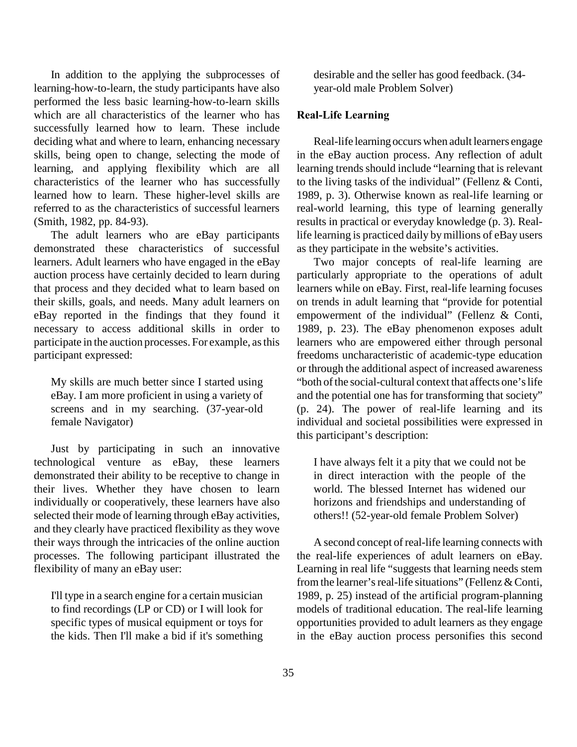In addition to the applying the subprocesses of learning-how-to-learn, the study participants have also performed the less basic learning-how-to-learn skills which are all characteristics of the learner who has successfully learned how to learn. These include deciding what and where to learn, enhancing necessary skills, being open to change, selecting the mode of learning, and applying flexibility which are all characteristics of the learner who has successfully learned how to learn. These higher-level skills are referred to as the characteristics of successful learners (Smith, 1982, pp. 84-93).

The adult learners who are eBay participants demonstrated these characteristics of successful learners. Adult learners who have engaged in the eBay auction process have certainly decided to learn during that process and they decided what to learn based on their skills, goals, and needs. Many adult learners on eBay reported in the findings that they found it necessary to access additional skills in order to participate in the auction processes. For example, as this participant expressed:

> My skills are much better since I started using eBay. I am more proficient in using a variety of screens and in my searching. (37-year-old female Navigator)

Just by participating in such an innovative technological venture as eBay, these learners demonstrated their ability to be receptive to change in their lives. Whether they have chosen to learn individually or cooperatively, these learners have also selected their mode of learning through eBay activities, and they clearly have practiced flexibility as they wove their ways through the intricacies of the online auction processes. The following participant illustrated the flexibility of many an eBay user:

> I'll type in a search engine for a certain musician to find recordings (LP or CD) or I will look for specific types of musical equipment or toys for the kids. Then I'll make a bid if it's something desirable and the seller has good feedback. (34-year-old male Problem Solver)

**Real-Life Learning**

Real-life learning occurs when adult learners engage in the eBay auction process. Any reflection of adult learning trends should include "learning that is relevant to the living tasks of the individual" (Fellenz & Conti, 1989, p. 3). Otherwise known as real-life learning or real-world learning, this type of learning generally results in practical or everyday knowledge (p. 3). Real-life learning is practiced daily by millions of eBay users as they participate in the website's activities.

Two major concepts of real-life learning are particularly appropriate to the operations of adult learners while on eBay. First, real-life learning focuses on trends in adult learning that "provide for potential empowerment of the individual" (Fellenz & Conti, 1989, p. 23). The eBay phenomenon exposes adult learners who are empowered either through personal freedoms uncharacteristic of academic-type education or through the additional aspect of increased awareness "both of the social-cultural context that affects one's life and the potential one has for transforming that society" (p. 24). The power of real-life learning and its individual and societal possibilities were expressed in this participant's description:

> I have always felt it a pity that we could not be in direct interaction with the people of the world. The blessed Internet has widened our horizons and friendships and understanding of others!! (52-year-old female Problem Solver)

A second concept of real-life learning connects with the real-life experiences of adult learners on eBay. Learning in real life "suggests that learning needs stem from the learner's real-life situations" (Fellenz & Conti, 1989, p. 25) instead of the artificial program-planning models of traditional education. The real-life learning opportunities provided to adult learners as they engage in the eBay auction process personifies this second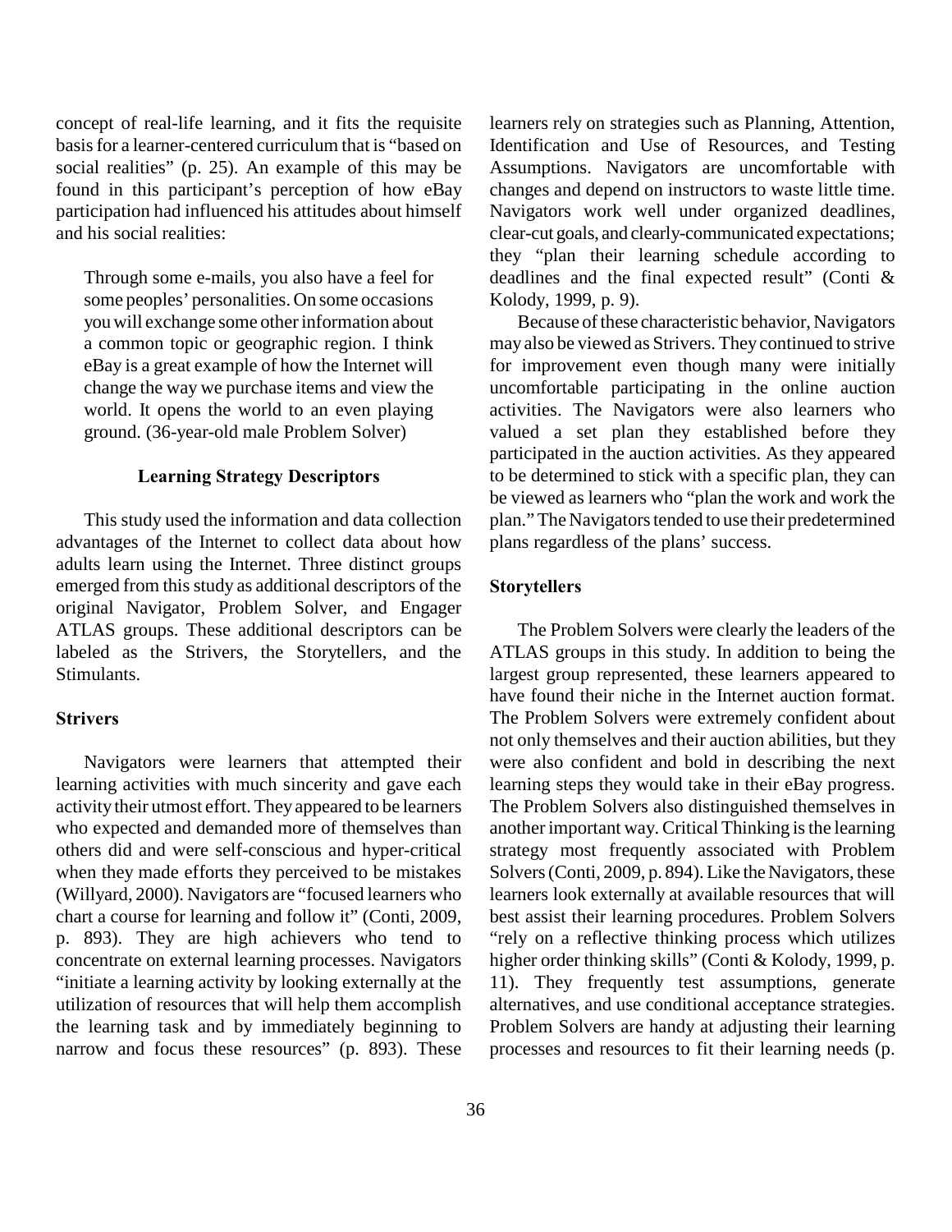concept of real-life learning, and it fits the requisite basis for a learner-centered curriculum that is "based on social realities" (p. 25). An example of this may be found in this participant's perception of how eBay participation had influenced his attitudes about himself and his social realities:

> Through some e-mails, you also have a feel for some peoples' personalities. On some occasions you will exchange some other information about a common topic or geographic region. I think eBay is a great example of how the Internet will change the way we purchase items and view the world. It opens the world to an even playing ground. (36-year-old male Problem Solver)

## Learning Strategy Descriptors

This study used the information and data collection advantages of the Internet to collect data about how adults learn using the Internet. Three distinct groups emerged from this study as additional descriptors of the original Navigator, Problem Solver, and Engager ATLAS groups. These additional descriptors can be labeled as the Strivers, the Storytellers, and the Stimulants.

### Strivers

Navigators were learners that attempted their learning activities with much sincerity and gave each activity their utmost effort. They appeared to be learners who expected and demanded more of themselves than others did and were self-conscious and hyper-critical when they made efforts they perceived to be mistakes (Willyard, 2000). Navigators are "focused learners who chart a course for learning and follow it" (Conti, 2009, p. 893). They are high achievers who tend to concentrate on external learning processes. Navigators "initiate a learning activity by looking externally at the utilization of resources that will help them accomplish the learning task and by immediately beginning to narrow and focus these resources" (p. 893). These learners rely on strategies such as Planning, Attention, Identification and Use of Resources, and Testing Assumptions. Navigators are uncomfortable with changes and depend on instructors to waste little time. Navigators work well under organized deadlines, clear-cut goals, and clearly-communicated expectations; they "plan their learning schedule according to deadlines and the final expected result" (Conti & Kolody, 1999, p. 9).

Because of these characteristic behavior, Navigators may also be viewed as Strivers. They continued to strive for improvement even though many were initially uncomfortable participating in the online auction activities. The Navigators were also learners who valued a set plan they established before they participated in the auction activities. As they appeared to be determined to stick with a specific plan, they can be viewed as learners who "plan the work and work the plan." The Navigators tended to use their predetermined plans regardless of the plans' success.

### Storytellers

The Problem Solvers were clearly the leaders of the ATLAS groups in this study. In addition to being the largest group represented, these learners appeared to have found their niche in the Internet auction format. The Problem Solvers were extremely confident about not only themselves and their auction abilities, but they were also confident and bold in describing the next learning steps they would take in their eBay progress. The Problem Solvers also distinguished themselves in another important way. Critical Thinking is the learning strategy most frequently associated with Problem Solvers (Conti, 2009, p. 894). Like the Navigators, these learners look externally at available resources that will best assist their learning procedures. Problem Solvers "rely on a reflective thinking process which utilizes higher order thinking skills" (Conti & Kolody, 1999, p. 11). They frequently test assumptions, generate alternatives, and use conditional acceptance strategies. Problem Solvers are handy at adjusting their learning processes and resources to fit their learning needs (p.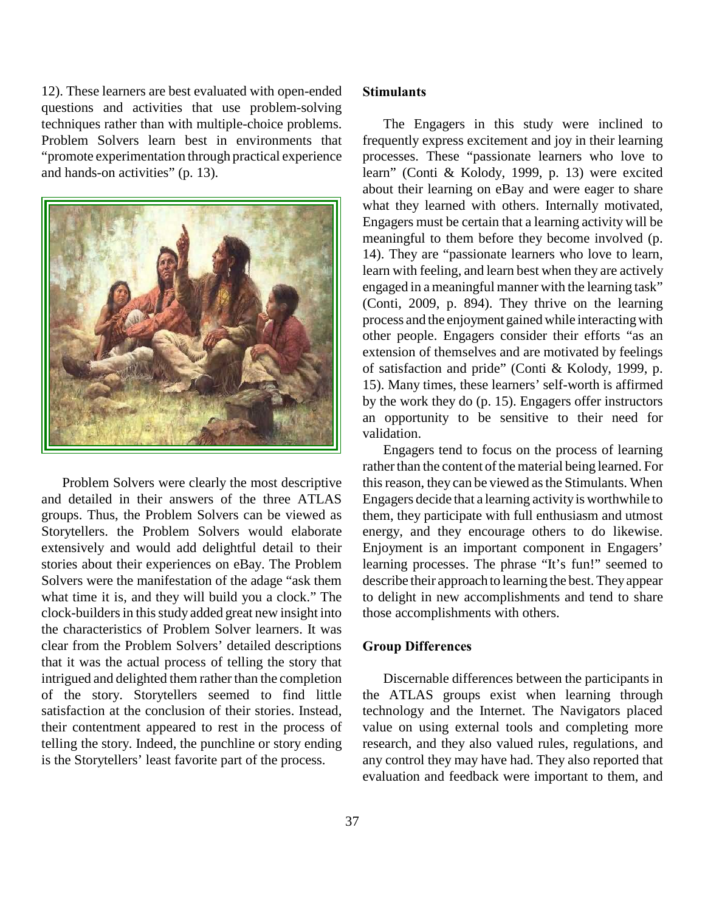12). These learners are best evaluated with open-ended questions and activities that use problem-solving techniques rather than with multiple-choice problems. Problem Solvers learn best in environments that "promote experimentation through practical experience and hands-on activities" (p. 13).

Problem Solvers were clearly the most descriptive and detailed in their answers of the three ATLAS groups. Thus, the Problem Solvers can be viewed as Storytellers. the Problem Solvers would elaborate extensively and would add delightful detail to their stories about their experiences on eBay. The Problem Solvers were the manifestation of the adage "ask them what time it is, and they will build you a clock." The clock-builders in this study added great new insight into the characteristics of Problem Solver learners. It was clear from the Problem Solvers' detailed descriptions that it was the actual process of telling the story that intrigued and delighted them rather than the completion of the story. Storytellers seemed to find little satisfaction at the conclusion of their stories. Instead, their contentment appeared to rest in the process of telling the story. Indeed, the punchline or story ending is the Storytellers' least favorite part of the process.

### Stimulants

The Engagers in this study were inclined to frequently express excitement and joy in their learning processes. These "passionate learners who love to learn" (Conti & Kolody, 1999, p. 13) were excited about their learning on eBay and were eager to share what they learned with others. Internally motivated, Engagers must be certain that a learning activity will be meaningful to them before they become involved (p. 14). They are "passionate learners who love to learn, learn with feeling, and learn best when they are actively engaged in a meaningful manner with the learning task" (Conti, 2009, p. 894). They thrive on the learning process and the enjoyment gained while interacting with other people. Engagers consider their efforts "as an extension of themselves and are motivated by feelings of satisfaction and pride" (Conti & Kolody, 1999, p. 15). Many times, these learners' self-worth is affirmed by the work they do (p. 15). Engagers offer instructors an opportunity to be sensitive to their need for validation.

Engagers tend to focus on the process of learning rather than the content of the material being learned. For this reason, they can be viewed as the Stimulants. When Engagers decide that a learning activity is worthwhile to them, they participate with full enthusiasm and utmost energy, and they encourage others to do likewise. Enjoyment is an important component in Engagers' learning processes. The phrase "It's fun!" seemed to describe their approach to learning the best. They appear to delight in new accomplishments and tend to share those accomplishments with others.

### Group Differences

Discernable differences between the participants in the ATLAS groups exist when learning through technology and the Internet. The Navigators placed value on using external tools and completing more research, and they also valued rules, regulations, and any control they may have had. They also reported that evaluation and feedback were important to them, and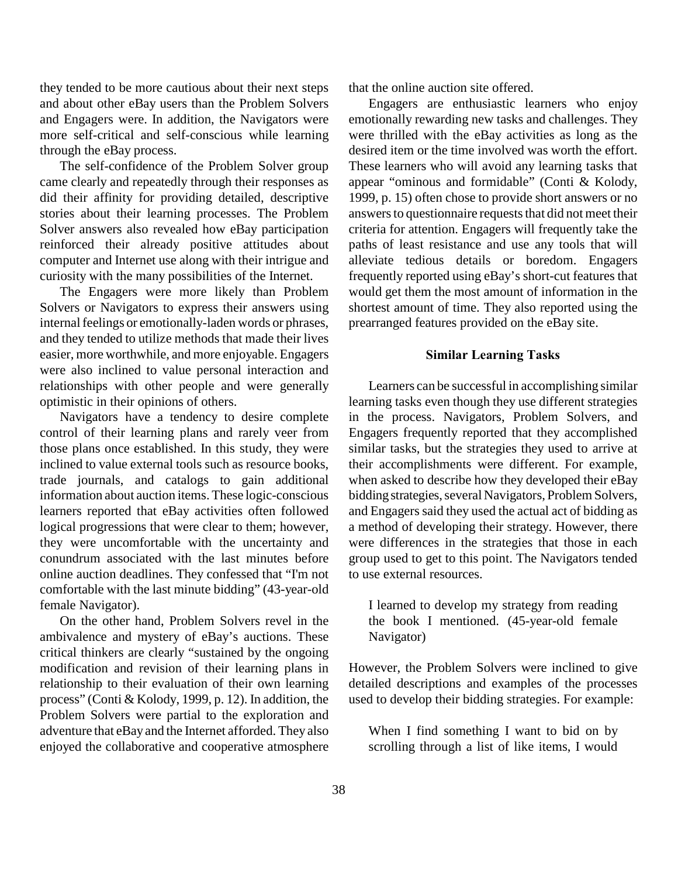they tended to be more cautious about their next steps and about other eBay users than the Problem Solvers and Engagers were. In addition, the Navigators were more self-critical and self-conscious while learning through the eBay process.

The self-confidence of the Problem Solver group came clearly and repeatedly through their responses as did their affinity for providing detailed, descriptive stories about their learning processes. The Problem Solver answers also revealed how eBay participation reinforced their already positive attitudes about computer and Internet use along with their intrigue and curiosity with the many possibilities of the Internet.

The Engagers were more likely than Problem Solvers or Navigators to express their answers using internal feelings or emotionally-laden words or phrases, and they tended to utilize methods that made their lives easier, more worthwhile, and more enjoyable. Engagers were also inclined to value personal interaction and relationships with other people and were generally optimistic in their opinions of others.

Navigators have a tendency to desire complete control of their learning plans and rarely veer from those plans once established. In this study, they were inclined to value external tools such as resource books, trade journals, and catalogs to gain additional information about auction items. These logic-conscious learners reported that eBay activities often followed logical progressions that were clear to them; however, they were uncomfortable with the uncertainty and conundrum associated with the last minutes before online auction deadlines. They confessed that "I'm not comfortable with the last minute bidding" (43-year-old female Navigator).

On the other hand, Problem Solvers revel in the ambivalence and mystery of eBay's auctions. These critical thinkers are clearly "sustained by the ongoing modification and revision of their learning plans in relationship to their evaluation of their own learning process" (Conti & Kolody, 1999, p. 12). In addition, the Problem Solvers were partial to the exploration and adventure that eBay and the Internet afforded. They also enjoyed the collaborative and cooperative atmosphere that the online auction site offered.

Engagers are enthusiastic learners who enjoy emotionally rewarding new tasks and challenges. They were thrilled with the eBay activities as long as the desired item or the time involved was worth the effort. These learners who will avoid any learning tasks that appear "ominous and formidable" (Conti & Kolody, 1999, p. 15) often chose to provide short answers or no answers to questionnaire requests that did not meet their criteria for attention. Engagers will frequently take the paths of least resistance and use any tools that will alleviate tedious details or boredom. Engagers frequently reported using eBay's short-cut features that would get them the most amount of information in the shortest amount of time. They also reported using the prearranged features provided on the eBay site.

### Similar Learning Tasks

Learners can be successful in accomplishing similar learning tasks even though they use different strategies in the process. Navigators, Problem Solvers, and Engagers frequently reported that they accomplished similar tasks, but the strategies they used to arrive at their accomplishments were different. For example, when asked to describe how they developed their eBay bidding strategies, several Navigators, Problem Solvers, and Engagers said they used the actual act of bidding as a method of developing their strategy. However, there were differences in the strategies that those in each group used to get to this point. The Navigators tended to use external resources.

> I learned to develop my strategy from reading the book I mentioned. (45-year-old female Navigator)

However, the Problem Solvers were inclined to give detailed descriptions and examples of the processes used to develop their bidding strategies. For example:

> When I find something I want to bid on by scrolling through a list of like items, I would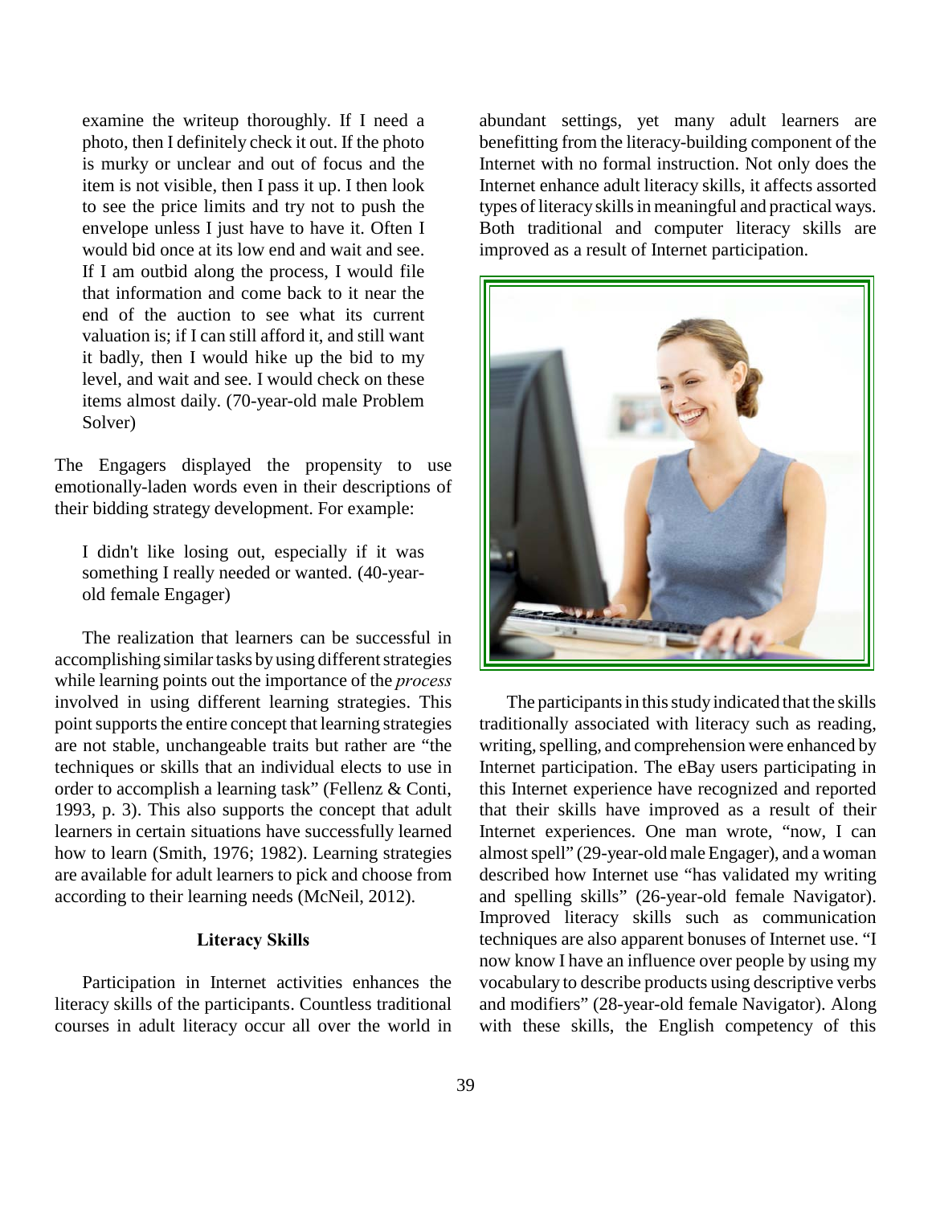> examine the writeup thoroughly. If I need a photo, then I definitely check it out. If the photo is murky or unclear and out of focus and the item is not visible, then I pass it up. I then look to see the price limits and try not to push the envelope unless I just have to have it. Often I would bid once at its low end and wait and see. If I am outbid along the process, I would file that information and come back to it near the end of the auction to see what its current valuation is; if I can still afford it, and still want it badly, then I would hike up the bid to my level, and wait and see. I would check on these items almost daily. (70-year-old male Problem Solver)

The Engagers displayed the propensity to use emotionally-laden words even in their descriptions of their bidding strategy development. For example:

> I didn't like losing out, especially if it was something I really needed or wanted. (40-year-old female Engager)

The realization that learners can be successful in accomplishing similar tasks by using different strategies while learning points out the importance of the *process* involved in using different learning strategies. This point supports the entire concept that learning strategies are not stable, unchangeable traits but rather are "the techniques or skills that an individual elects to use in order to accomplish a learning task" (Fellenz & Conti, 1993, p. 3). This also supports the concept that adult learners in certain situations have successfully learned how to learn (Smith, 1976; 1982). Learning strategies are available for adult learners to pick and choose from according to their learning needs (McNeil, 2012).

### Literacy Skills

Participation in Internet activities enhances the literacy skills of the participants. Countless traditional courses in adult literacy occur all over the world in abundant settings, yet many adult learners are benefitting from the literacy-building component of the Internet with no formal instruction. Not only does the Internet enhance adult literacy skills, it affects assorted types of literacy skills in meaningful and practical ways. Both traditional and computer literacy skills are improved as a result of Internet participation.

The participants in this study indicated that the skills traditionally associated with literacy such as reading, writing, spelling, and comprehension were enhanced by Internet participation. The eBay users participating in this Internet experience have recognized and reported that their skills have improved as a result of their Internet experiences. One man wrote, "now, I can almost spell" (29-year-old male Engager), and a woman described how Internet use "has validated my writing and spelling skills" (26-year-old female Navigator). Improved literacy skills such as communication techniques are also apparent bonuses of Internet use. "I now know I have an influence over people by using my vocabulary to describe products using descriptive verbs and modifiers" (28-year-old female Navigator). Along with these skills, the English competency of this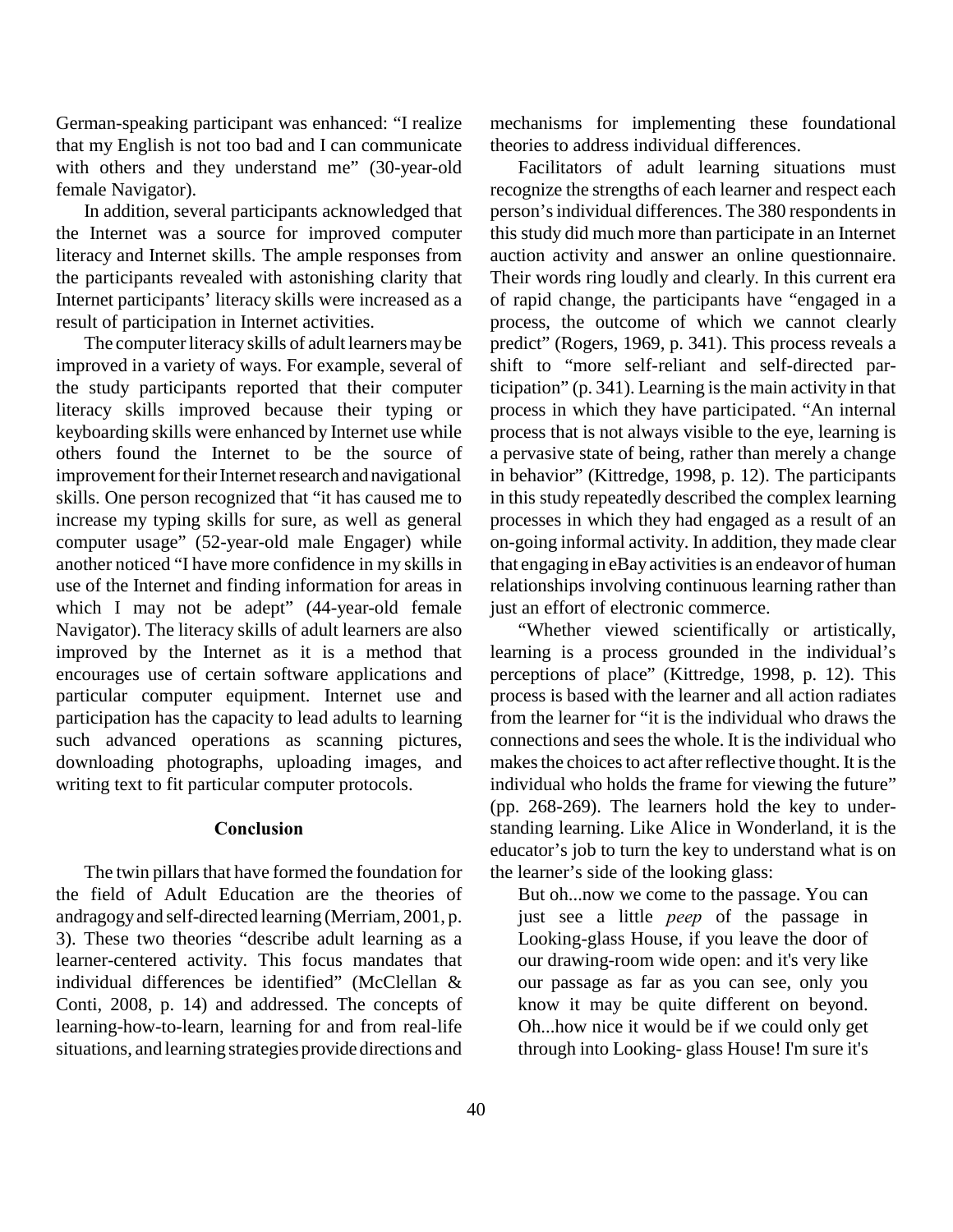German-speaking participant was enhanced: "I realize that my English is not too bad and I can communicate with others and they understand me" (30-year-old female Navigator).

In addition, several participants acknowledged that the Internet was a source for improved computer literacy and Internet skills. The ample responses from the participants revealed with astonishing clarity that Internet participants' literacy skills were increased as a result of participation in Internet activities.

The computer literacy skills of adult learners may be improved in a variety of ways. For example, several of the study participants reported that their computer literacy skills improved because their typing or keyboarding skills were enhanced by Internet use while others found the Internet to be the source of improvement for their Internet research and navigational skills. One person recognized that "it has caused me to increase my typing skills for sure, as well as general computer usage" (52-year-old male Engager) while another noticed "I have more confidence in my skills in use of the Internet and finding information for areas in which I may not be adept" (44-year-old female Navigator). The literacy skills of adult learners are also improved by the Internet as it is a method that encourages use of certain software applications and particular computer equipment. Internet use and participation has the capacity to lead adults to learning such advanced operations as scanning pictures, downloading photographs, uploading images, and writing text to fit particular computer protocols.

## Conclusion

The twin pillars that have formed the foundation for the field of Adult Education are the theories of andragogy and self-directed learning (Merriam, 2001, p. 3). These two theories "describe adult learning as a learner-centered activity. This focus mandates that individual differences be identified" (McClellan & Conti, 2008, p. 14) and addressed. The concepts of learning-how-to-learn, learning for and from real-life situations, and learning strategies provide directions and mechanisms for implementing these foundational theories to address individual differences.

Facilitators of adult learning situations must recognize the strengths of each learner and respect each person's individual differences. The 380 respondents in this study did much more than participate in an Internet auction activity and answer an online questionnaire. Their words ring loudly and clearly. In this current era of rapid change, the participants have "engaged in a process, the outcome of which we cannot clearly predict" (Rogers, 1969, p. 341). This process reveals a shift to "more self-reliant and self-directed participation" (p. 341). Learning is the main activity in that process in which they have participated. "An internal process that is not always visible to the eye, learning is a pervasive state of being, rather than merely a change in behavior" (Kittredge, 1998, p. 12). The participants in this study repeatedly described the complex learning processes in which they had engaged as a result of an on-going informal activity. In addition, they made clear that engaging in eBay activities is an endeavor of human relationships involving continuous learning rather than just an effort of electronic commerce.

"Whether viewed scientifically or artistically, learning is a process grounded in the individual's perceptions of place" (Kittredge, 1998, p. 12). This process is based with the learner and all action radiates from the learner for "it is the individual who draws the connections and sees the whole. It is the individual who makes the choices to act after reflective thought. It is the individual who holds the frame for viewing the future" (pp. 268-269). The learners hold the key to understanding learning. Like Alice in Wonderland, it is the educator's job to turn the key to understand what is on the learner's side of the looking glass:

> But oh...now we come to the passage. You can just see a little *peep* of the passage in Looking-glass House, if you leave the door of our drawing-room wide open: and it's very like our passage as far as you can see, only you know it may be quite different on beyond. Oh...how nice it would be if we could only get through into Looking- glass House! I'm sure it's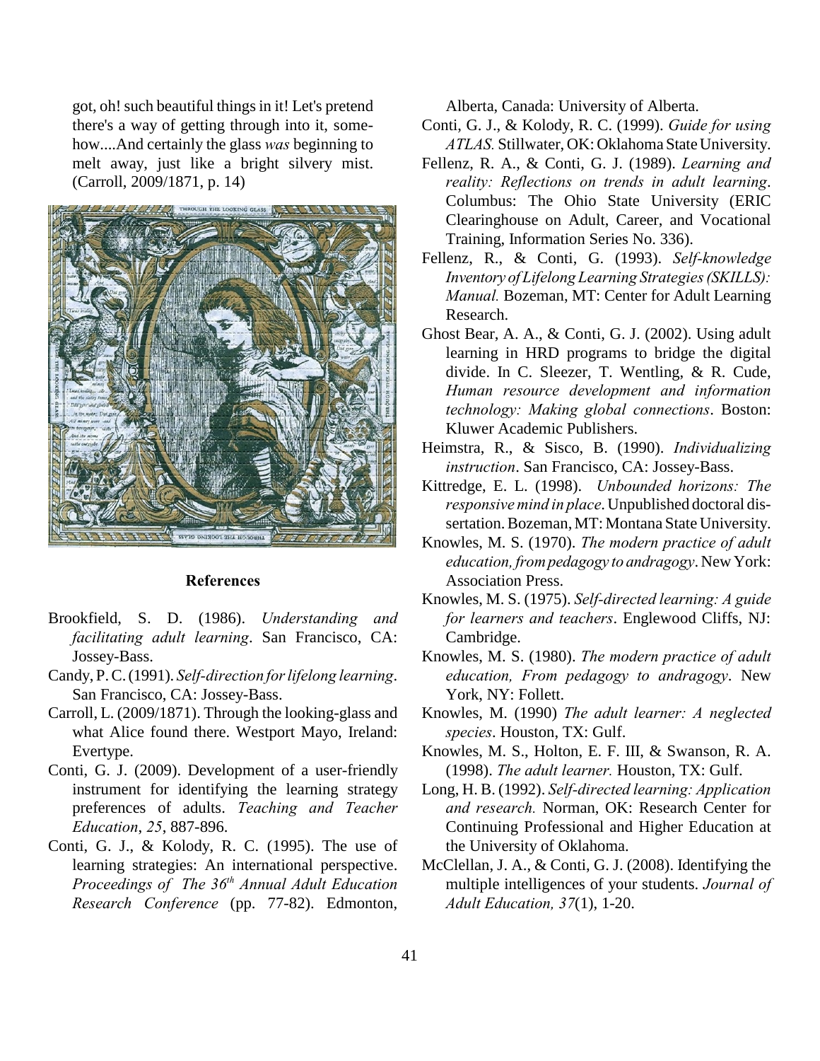got, oh! such beautiful things in it! Let's pretend there's a way of getting through into it, somehow....And certainly the glass *was* beginning to melt away, just like a bright silvery mist. (Carroll, 2009/1871, p. 14)

## References

Brookfield, S. D. (1986). *Understanding and facilitating adult learning*. San Francisco, CA: Jossey-Bass.

Candy, P. C. (1991). *Self-direction for lifelong learning*. San Francisco, CA: Jossey-Bass.

Carroll, L. (2009/1871). Through the looking-glass and what Alice found there. Westport Mayo, Ireland: Evertype.

Conti, G. J. (2009). Development of a user-friendly instrument for identifying the learning strategy preferences of adults. *Teaching and Teacher Education*, *25*, 887-896.

Conti, G. J., & Kolody, R. C. (1995). The use of learning strategies: An international perspective. *Proceedings of The 36th Annual Adult Education Research Conference* (pp. 77-82). Edmonton, Alberta, Canada: University of Alberta.

Conti, G. J., & Kolody, R. C. (1999). *Guide for using ATLAS.* Stillwater, OK: Oklahoma State University.

Fellenz, R. A., & Conti, G. J. (1989). *Learning and reality: Reflections on trends in adult learning*. Columbus: The Ohio State University (ERIC Clearinghouse on Adult, Career, and Vocational Training, Information Series No. 336).

Fellenz, R., & Conti, G. (1993). *Self-knowledge Inventory of Lifelong Learning Strategies (SKILLS): Manual.* Bozeman, MT: Center for Adult Learning Research.

Ghost Bear, A. A., & Conti, G. J. (2002). Using adult learning in HRD programs to bridge the digital divide. In C. Sleezer, T. Wentling, & R. Cude, *Human resource development and information technology: Making global connections*. Boston: Kluwer Academic Publishers.

Heimstra, R., & Sisco, B. (1990). *Individualizing instruction*. San Francisco, CA: Jossey-Bass.

Kittredge, E. L. (1998). *Unbounded horizons: The responsive mind in place*. Unpublished doctoral dissertation. Bozeman, MT: Montana State University.

Knowles, M. S. (1970). *The modern practice of adult education, from pedagogy to andragogy*. New York: Association Press.

Knowles, M. S. (1975). *Self-directed learning: A guide for learners and teachers*. Englewood Cliffs, NJ: Cambridge.

Knowles, M. S. (1980). *The modern practice of adult education, From pedagogy to andragogy*. New York, NY: Follett.

Knowles, M. (1990) *The adult learner: A neglected species*. Houston, TX: Gulf.

Knowles, M. S., Holton, E. F. III, & Swanson, R. A. (1998). *The adult learner.* Houston, TX: Gulf.

Long, H. B. (1992). *Self-directed learning: Application and research.* Norman, OK: Research Center for Continuing Professional and Higher Education at the University of Oklahoma.

McClellan, J. A., & Conti, G. J. (2008). Identifying the multiple intelligences of your students. *Journal of Adult Education, 37*(1), 1-20.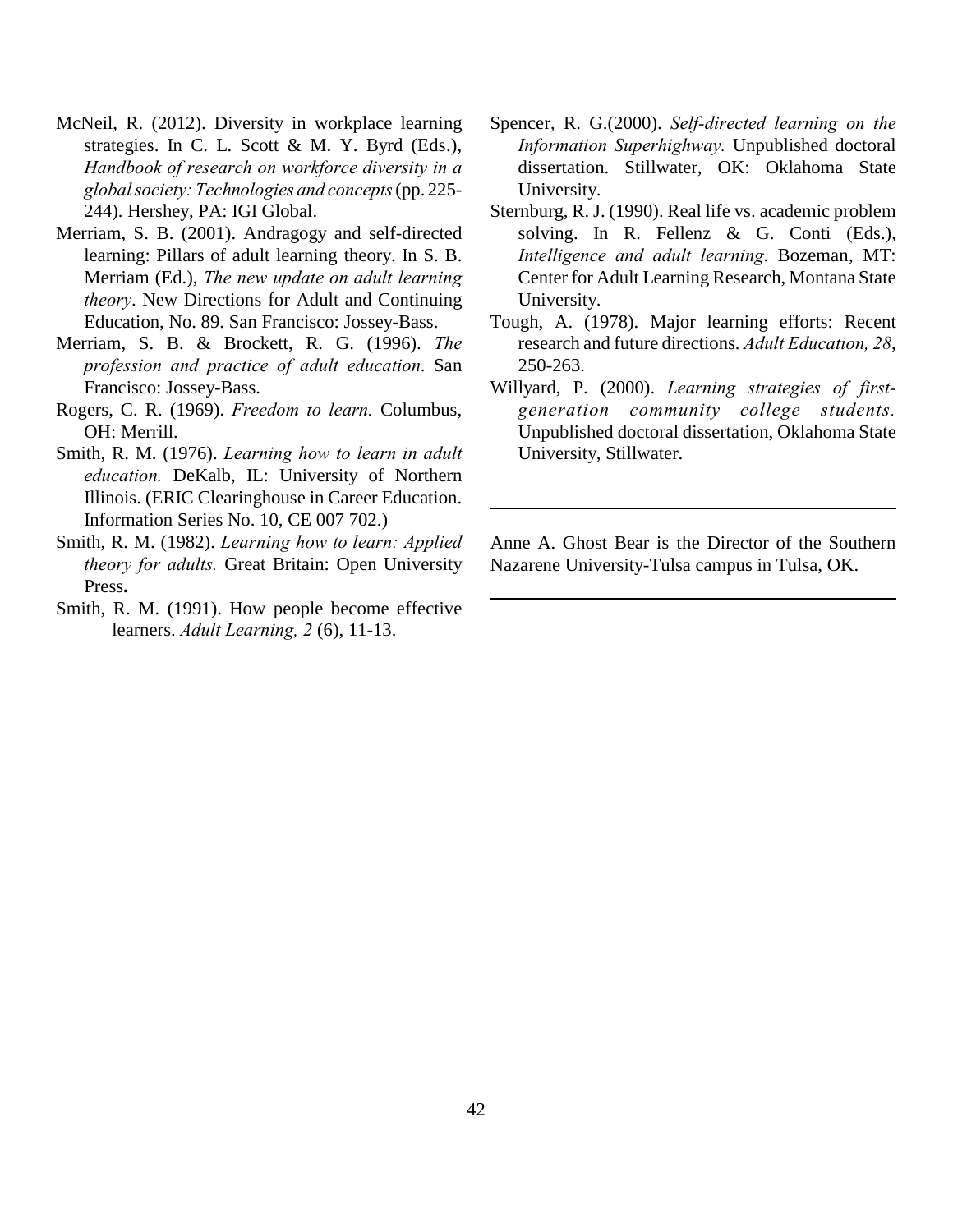McNeil, R. (2012). Diversity in workplace learning strategies. In C. L. Scott & M. Y. Byrd (Eds.), *Handbook of research on workforce diversity in a global society: Technologies and concepts* (pp. 225-244). Hershey, PA: IGI Global.

Merriam, S. B. (2001). Andragogy and self-directed learning: Pillars of adult learning theory. In S. B. Merriam (Ed.), *The new update on adult learning theory*. New Directions for Adult and Continuing Education, No. 89. San Francisco: Jossey-Bass.

Merriam, S. B. & Brockett, R. G. (1996). *The profession and practice of adult education*. San Francisco: Jossey-Bass.

Rogers, C. R. (1969). *Freedom to learn.* Columbus, OH: Merrill.

Smith, R. M. (1976). *Learning how to learn in adult education.* DeKalb, IL: University of Northern Illinois. (ERIC Clearinghouse in Career Education. Information Series No. 10, CE 007 702.)

Smith, R. M. (1982). *Learning how to learn: Applied theory for adults.* Great Britain: Open University Press**.**

Smith, R. M. (1991). How people become effective learners. *Adult Learning, 2* (6), 11-13.

Spencer, R. G.(2000). *Self-directed learning on the Information Superhighway.* Unpublished doctoral dissertation. Stillwater, OK: Oklahoma State University.

Sternburg, R. J. (1990). Real life vs. academic problem solving. In R. Fellenz & G. Conti (Eds.), *Intelligence and adult learning*. Bozeman, MT: Center for Adult Learning Research, Montana State University.

Tough, A. (1978). Major learning efforts: Recent research and future directions. *Adult Education, 28*, 250-263.

Willyard, P. (2000). *Learning strategies of first-generation community college students.* Unpublished doctoral dissertation, Oklahoma State University, Stillwater.

---

Anne A. Ghost Bear is the Director of the Southern Nazarene University-Tulsa campus in Tulsa, OK.

---